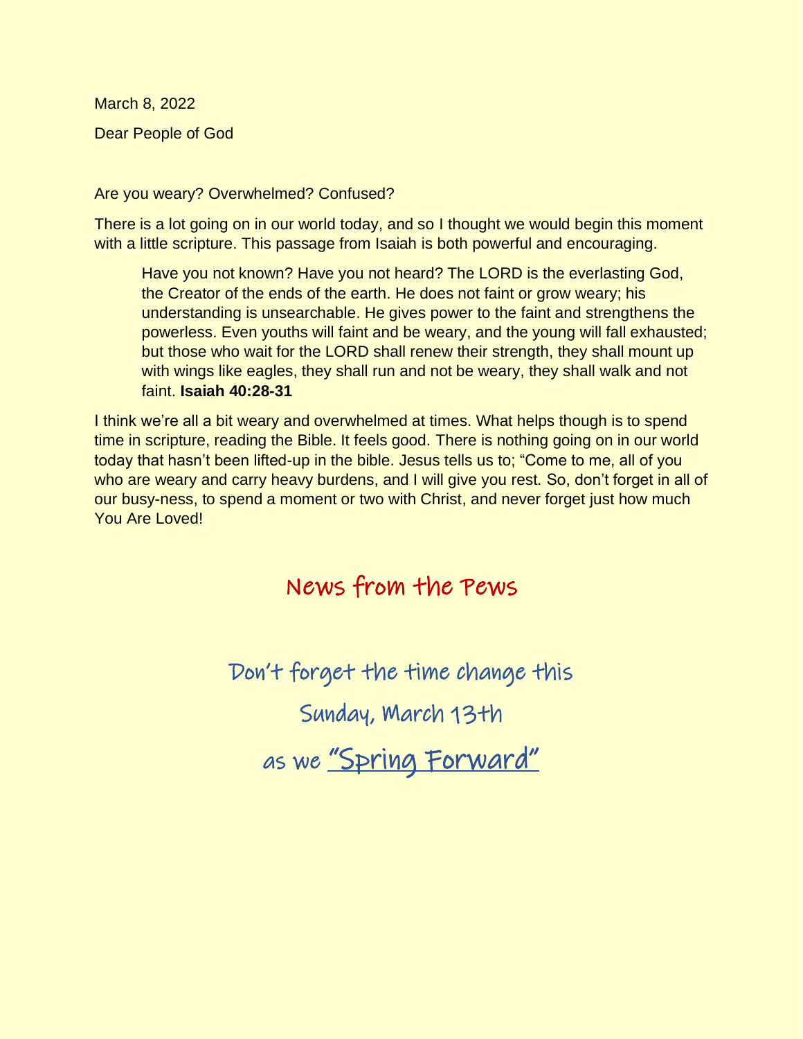March 8, 2022

Dear People of God

Are you weary? Overwhelmed? Confused?

There is a lot going on in our world today, and so I thought we would begin this moment with a little scripture. This passage from Isaiah is both powerful and encouraging.

> Have you not known? Have you not heard? The LORD is the everlasting God, the Creator of the ends of the earth. He does not faint or grow weary; his understanding is unsearchable. He gives power to the faint and strengthens the powerless. Even youths will faint and be weary, and the young will fall exhausted; but those who wait for the LORD shall renew their strength, they shall mount up with wings like eagles, they shall run and not be weary, they shall walk and not faint. **Isaiah 40:28-31**

I think we're all a bit weary and overwhelmed at times. What helps though is to spend time in scripture, reading the Bible. It feels good. There is nothing going on in our world today that hasn't been lifted-up in the bible. Jesus tells us to; "Come to me, all of you who are weary and carry heavy burdens, and I will give you rest. So, don't forget in all of our busy-ness, to spend a moment or two with Christ, and never forget just how much You Are Loved!

## News from the Pews

Don't forget the time change this

Sunday, March 13th

as we "Spring Forward"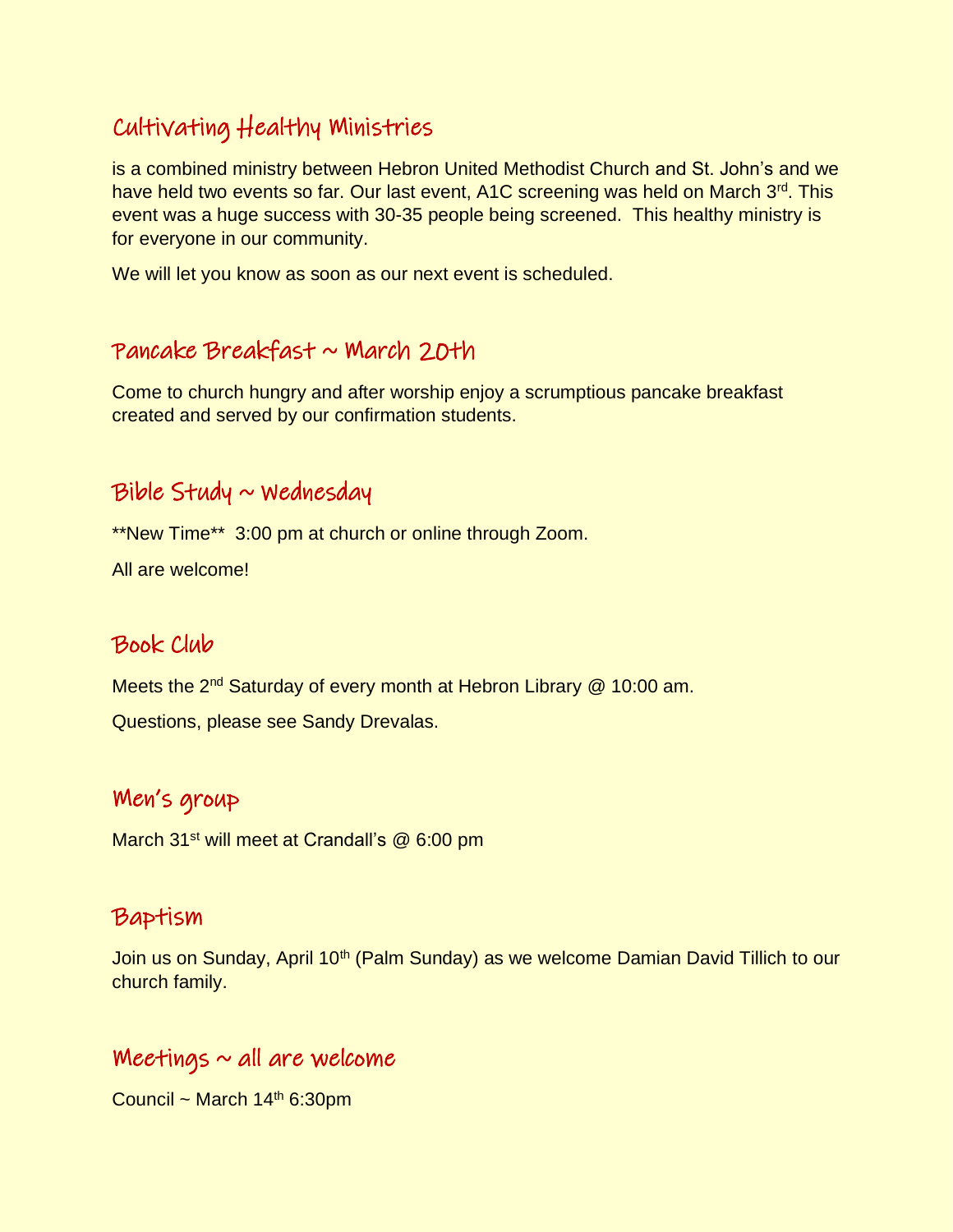## Cultivating Healthy Ministries

is a combined ministry between Hebron United Methodist Church and St. John's and we have held two events so far. Our last event, A1C screening was held on March 3rd. This event was a huge success with 30-35 people being screened. This healthy ministry is for everyone in our community.

We will let you know as soon as our next event is scheduled.

## Pancake Breakfast ~ March 20th

Come to church hungry and after worship enjoy a scrumptious pancake breakfast created and served by our confirmation students.

## Bible Study ~ Wednesday

**New Time** 3:00 pm at church or online through Zoom.

All are welcome!

## Book Club

Meets the 2nd Saturday of every month at Hebron Library @ 10:00 am.

Questions, please see Sandy Drevalas.

## Men's group

March 31st will meet at Crandall's @ 6:00 pm

## Baptism

Join us on Sunday, April 10th (Palm Sunday) as we welcome Damian David Tillich to our church family.

## Meetings ~ all are welcome

Council ~ March 14th 6:30pm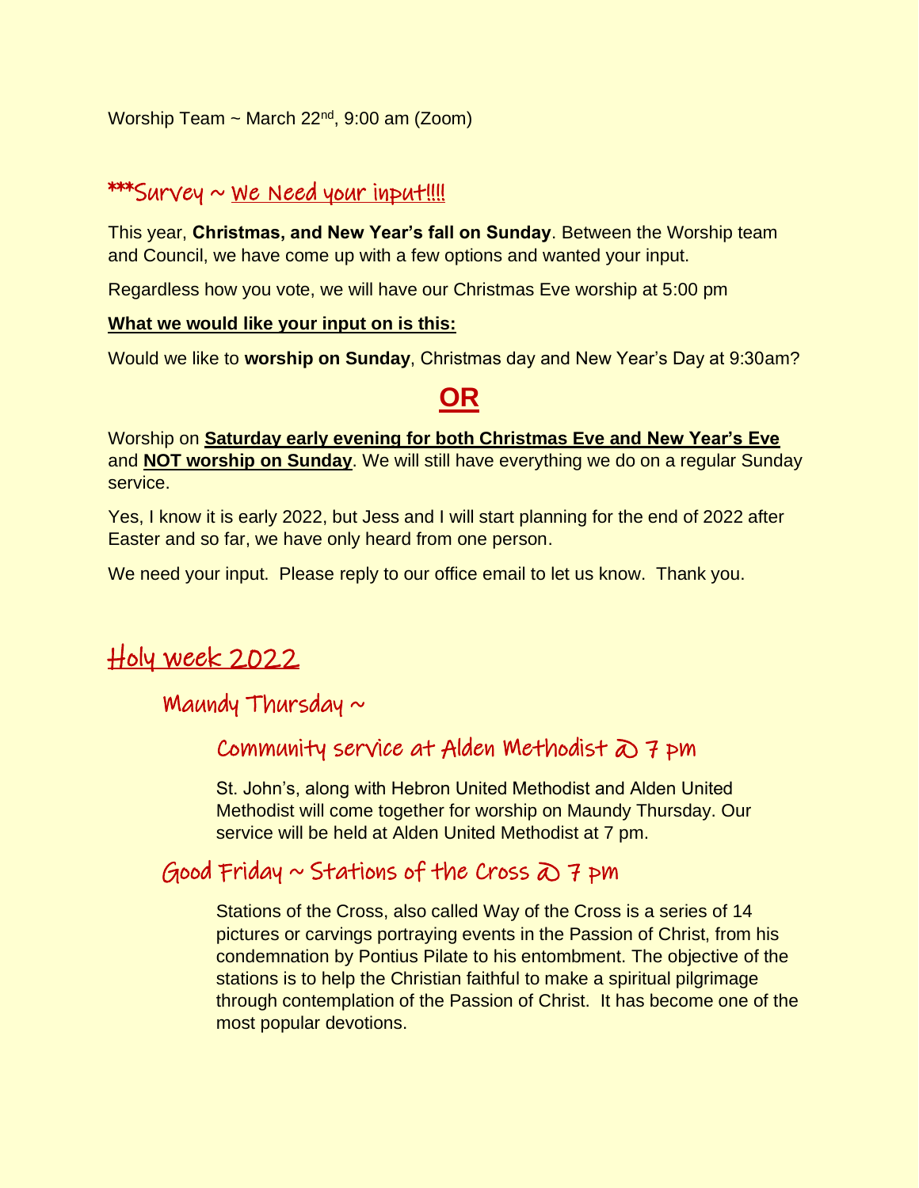Worship Team ~ March 22nd, 9:00 am (Zoom)

## ***Survey ~ We Need your input!!!!

This year, **Christmas, and New Year's fall on Sunday**. Between the Worship team and Council, we have come up with a few options and wanted your input.

Regardless how you vote, we will have our Christmas Eve worship at 5:00 pm

**What we would like your input on is this:**

Would we like to **worship on Sunday**, Christmas day and New Year's Day at 9:30am?

**OR**

Worship on **Saturday early evening for both Christmas Eve and New Year's Eve** and **NOT worship on Sunday**. We will still have everything we do on a regular Sunday service.

Yes, I know it is early 2022, but Jess and I will start planning for the end of 2022 after Easter and so far, we have only heard from one person.

We need your input. Please reply to our office email to let us know. Thank you.

# Holy week 2022

## Maundy Thursday ~

### Community service at Alden Methodist @ 7 pm

St. John's, along with Hebron United Methodist and Alden United Methodist will come together for worship on Maundy Thursday. Our service will be held at Alden United Methodist at 7 pm.

## Good Friday ~ Stations of the Cross @ 7 pm

Stations of the Cross, also called Way of the Cross is a series of 14 pictures or carvings portraying events in the Passion of Christ, from his condemnation by Pontius Pilate to his entombment. The objective of the stations is to help the Christian faithful to make a spiritual pilgrimage through contemplation of the Passion of Christ. It has become one of the most popular devotions.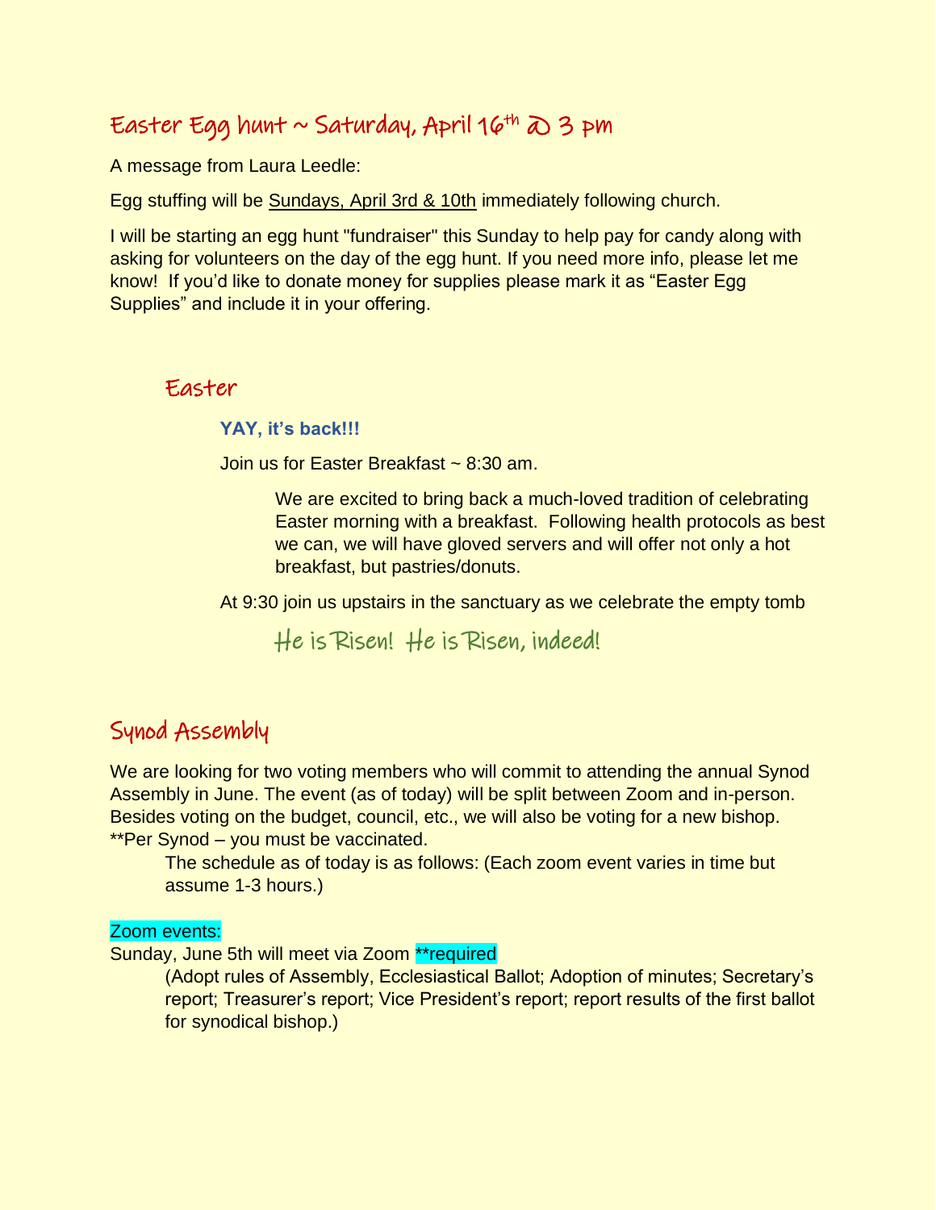## Easter Egg hunt ~ Saturday, April 16th @ 3 pm

A message from Laura Leedle:

Egg stuffing will be Sundays, April 3rd & 10th immediately following church.

I will be starting an egg hunt "fundraiser" this Sunday to help pay for candy along with asking for volunteers on the day of the egg hunt. If you need more info, please let me know! If you'd like to donate money for supplies please mark it as "Easter Egg Supplies" and include it in your offering.

## Easter

**YAY, it's back!!!**

Join us for Easter Breakfast ~ 8:30 am.

We are excited to bring back a much-loved tradition of celebrating Easter morning with a breakfast. Following health protocols as best we can, we will have gloved servers and will offer not only a hot breakfast, but pastries/donuts.

At 9:30 join us upstairs in the sanctuary as we celebrate the empty tomb

He is Risen! He is Risen, indeed!

## Synod Assembly

We are looking for two voting members who will commit to attending the annual Synod Assembly in June. The event (as of today) will be split between Zoom and in-person. Besides voting on the budget, council, etc., we will also be voting for a new bishop. **Per Synod – you must be vaccinated.

The schedule as of today is as follows: (Each zoom event varies in time but assume 1-3 hours.)

Zoom events:

Sunday, June 5th will meet via Zoom **required

(Adopt rules of Assembly, Ecclesiastical Ballot; Adoption of minutes; Secretary's report; Treasurer's report; Vice President's report; report results of the first ballot for synodical bishop.)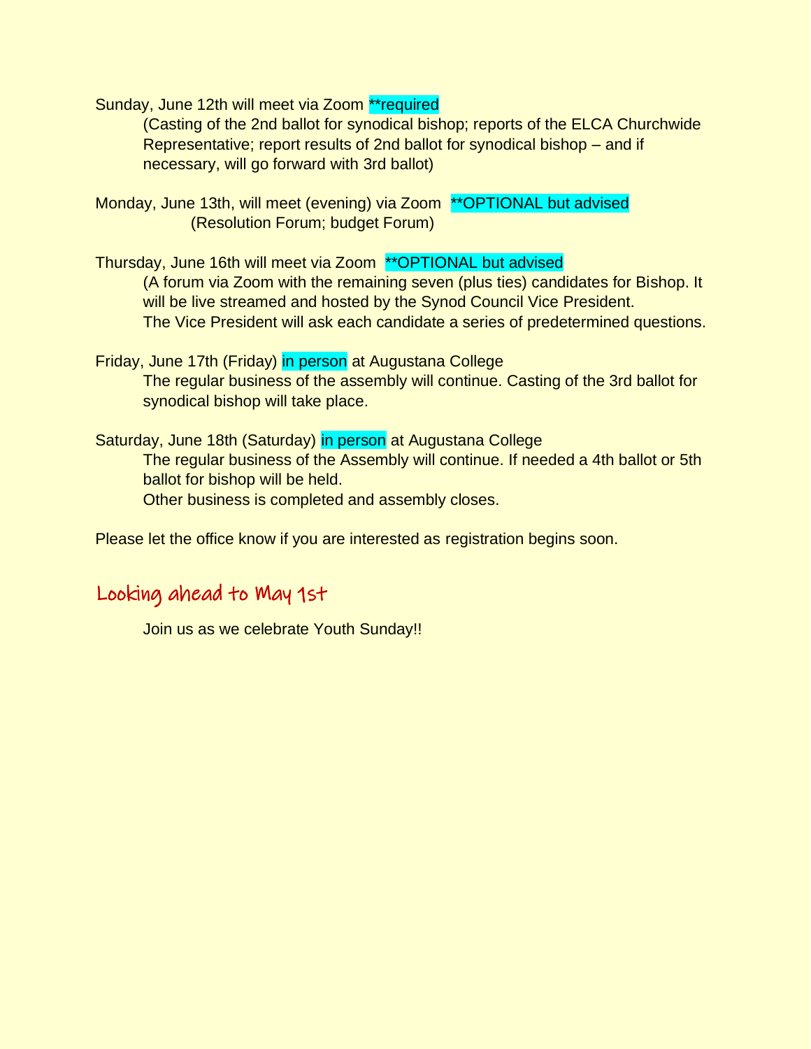Sunday, June 12th will meet via Zoom **required

(Casting of the 2nd ballot for synodical bishop; reports of the ELCA Churchwide Representative; report results of 2nd ballot for synodical bishop – and if necessary, will go forward with 3rd ballot)

Monday, June 13th, will meet (evening) via Zoom **OPTIONAL but advised

(Resolution Forum; budget Forum)

Thursday, June 16th will meet via Zoom **OPTIONAL but advised

(A forum via Zoom with the remaining seven (plus ties) candidates for Bishop. It will be live streamed and hosted by the Synod Council Vice President. The Vice President will ask each candidate a series of predetermined questions.

Friday, June 17th (Friday) in person at Augustana College

The regular business of the assembly will continue. Casting of the 3rd ballot for synodical bishop will take place.

Saturday, June 18th (Saturday) in person at Augustana College

The regular business of the Assembly will continue. If needed a 4th ballot or 5th ballot for bishop will be held.
Other business is completed and assembly closes.

Please let the office know if you are interested as registration begins soon.

## Looking ahead to May 1st

Join us as we celebrate Youth Sunday!!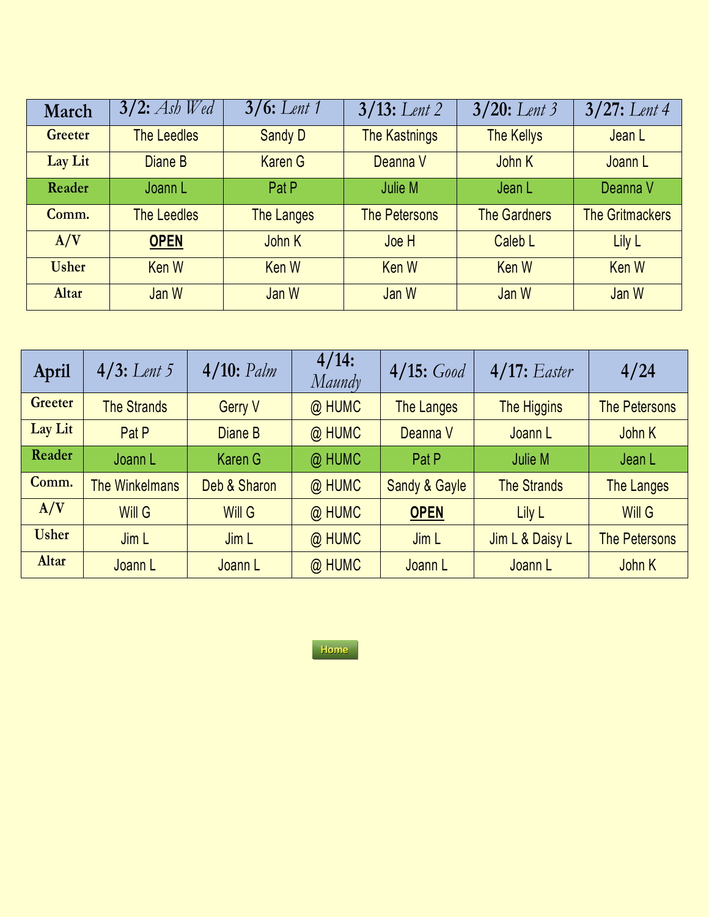| March | 3/2: *Ash Wed* | 3/6: *Lent 1* | 3/13: *Lent 2* | 3/20: *Lent 3* | 3/27: *Lent 4* |
|---|---|---|---|---|---|
| **Greeter** | The Leedles | Sandy D | The Kastnings | The Kellys | Jean L |
| **Lay Lit** | Diane B | Karen G | Deanna V | John K | Joann L |
| **Reader** | Joann L | Pat P | Julie M | Jean L | Deanna V |
| **Comm.** | The Leedles | The Langes | The Petersons | The Gardners | The Gritmackers |
| **A/V** | **OPEN** | John K | Joe H | Caleb L | Lily L |
| **Usher** | Ken W | Ken W | Ken W | Ken W | Ken W |
| **Altar** | Jan W | Jan W | Jan W | Jan W | Jan W |

| April | 4/3: *Lent 5* | 4/10: *Palm* | 4/14: *Maundy* | 4/15: *Good* | 4/17: *Easter* | 4/24 |
|---|---|---|---|---|---|---|
| **Greeter** | The Strands | Gerry V | @ HUMC | The Langes | The Higgins | The Petersons |
| **Lay Lit** | Pat P | Diane B | @ HUMC | Deanna V | Joann L | John K |
| **Reader** | Joann L | Karen G | @ HUMC | Pat P | Julie M | Jean L |
| **Comm.** | The Winkelmans | Deb & Sharon | @ HUMC | Sandy & Gayle | The Strands | The Langes |
| **A/V** | Will G | Will G | @ HUMC | **OPEN** | Lily L | Will G |
| **Usher** | Jim L | Jim L | @ HUMC | Jim L | Jim L & Daisy L | The Petersons |
| **Altar** | Joann L | Joann L | @ HUMC | Joann L | Joann L | John K |

Home